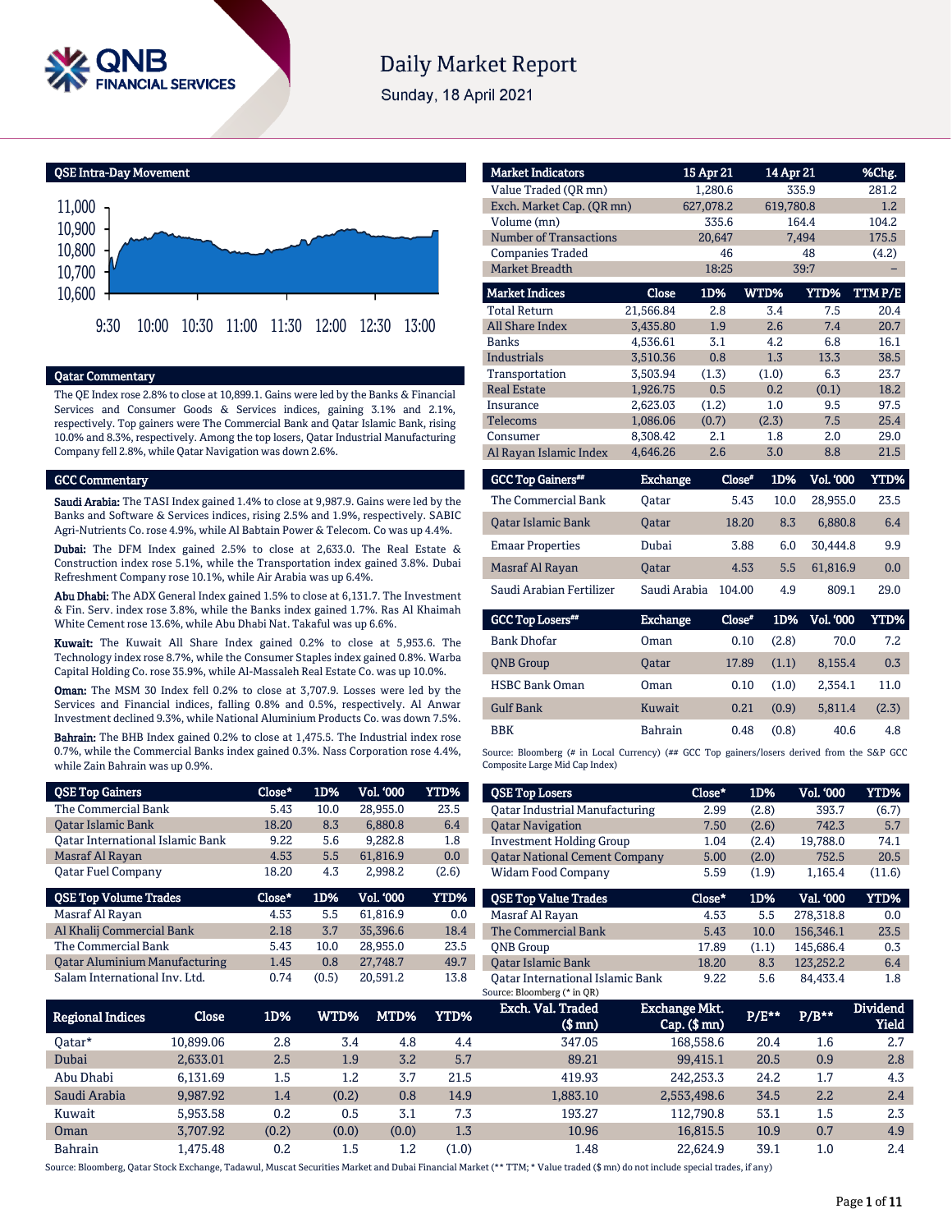# Daily Market Report

Sunday, 18 April 2021

## QSE Intra-Day Movement

11,000
10,900
10,800
10,700
10,600

9:30 10:00 10:30 11:00 11:30 12:00 12:30 13:00

## Qatar Commentary

The QE Index rose 2.8% to close at 10,899.1. Gains were led by the Banks & Financial Services and Consumer Goods & Services indices, gaining 3.1% and 2.1%, respectively. Top gainers were The Commercial Bank and Qatar Islamic Bank, rising 10.0% and 8.3%, respectively. Among the top losers, Qatar Industrial Manufacturing Company fell 2.8%, while Qatar Navigation was down 2.6%.

## GCC Commentary

**Saudi Arabia:** The TASI Index gained 1.4% to close at 9,987.9. Gains were led by the Banks and Software & Services indices, rising 2.5% and 1.9%, respectively. SABIC Agri-Nutrients Co. rose 4.9%, while Al Babtain Power & Telecom. Co was up 4.4%.

**Dubai:** The DFM Index gained 2.5% to close at 2,633.0. The Real Estate & Construction index rose 5.1%, while the Transportation index gained 3.8%. Dubai Refreshment Company rose 10.1%, while Air Arabia was up 6.4%.

**Abu Dhabi:** The ADX General Index gained 1.5% to close at 6,131.7. The Investment & Fin. Serv. index rose 3.8%, while the Banks index gained 1.7%. Ras Al Khaimah White Cement rose 13.6%, while Abu Dhabi Nat. Takaful was up 6.6%.

**Kuwait:** The Kuwait All Share Index gained 0.2% to close at 5,953.6. The Technology index rose 8.7%, while the Consumer Staples index gained 0.8%. Warba Capital Holding Co. rose 35.9%, while Al-Massaleh Real Estate Co. was up 10.0%.

**Oman:** The MSM 30 Index fell 0.2% to close at 3,707.9. Losses were led by the Services and Financial indices, falling 0.8% and 0.5%, respectively. Al Anwar Investment declined 9.3%, while National Aluminium Products Co. was down 7.5%.

**Bahrain:** The BHB Index gained 0.2% to close at 1,475.5. The Industrial index rose 0.7%, while the Commercial Banks index gained 0.3%. Nass Corporation rose 4.4%, while Zain Bahrain was up 0.9%.

| Market Indicators | 15 Apr 21 | 14 Apr 21 | %Chg. |
|---|---|---|---|
| Value Traded (QR mn) | 1,280.6 | 335.9 | 281.2 |
| Exch. Market Cap. (QR mn) | 627,078.2 | 619,780.8 | 1.2 |
| Volume (mn) | 335.6 | 164.4 | 104.2 |
| Number of Transactions | 20,647 | 7,494 | 175.5 |
| Companies Traded | 46 | 48 | (4.2) |
| Market Breadth | 18:25 | 39:7 | – |

| Market Indices | Close | 1D% | WTD% | YTD% | TTM P/E |
|---|---|---|---|---|---|
| Total Return | 21,566.84 | 2.8 | 3.4 | 7.5 | 20.4 |
| All Share Index | 3,435.80 | 1.9 | 2.6 | 7.4 | 20.7 |
| Banks | 4,536.61 | 3.1 | 4.2 | 6.8 | 16.1 |
| Industrials | 3,510.36 | 0.8 | 1.3 | 13.3 | 38.5 |
| Transportation | 3,503.94 | (1.3) | (1.0) | 6.3 | 23.7 |
| Real Estate | 1,926.75 | 0.5 | 0.2 | (0.1) | 18.2 |
| Insurance | 2,623.03 | (1.2) | 1.0 | 9.5 | 97.5 |
| Telecoms | 1,086.06 | (0.7) | (2.3) | 7.5 | 25.4 |
| Consumer | 8,308.42 | 2.1 | 1.8 | 2.0 | 29.0 |
| Al Rayan Islamic Index | 4,646.26 | 2.6 | 3.0 | 8.8 | 21.5 |

| GCC Top Gainers## | Exchange | Close# | 1D% | Vol. '000 | YTD% |
|---|---|---|---|---|---|
| The Commercial Bank | Qatar | 5.43 | 10.0 | 28,955.0 | 23.5 |
| Qatar Islamic Bank | Qatar | 18.20 | 8.3 | 6,880.8 | 6.4 |
| Emaar Properties | Dubai | 3.88 | 6.0 | 30,444.8 | 9.9 |
| Masraf Al Rayan | Qatar | 4.53 | 5.5 | 61,816.9 | 0.0 |
| Saudi Arabian Fertilizer | Saudi Arabia | 104.00 | 4.9 | 809.1 | 29.0 |

| GCC Top Losers## | Exchange | Close# | 1D% | Vol. '000 | YTD% |
|---|---|---|---|---|---|
| Bank Dhofar | Oman | 0.10 | (2.8) | 70.0 | 7.2 |
| QNB Group | Qatar | 17.89 | (1.1) | 8,155.4 | 0.3 |
| HSBC Bank Oman | Oman | 0.10 | (1.0) | 2,354.1 | 11.0 |
| Gulf Bank | Kuwait | 0.21 | (0.9) | 5,811.4 | (2.3) |
| BBK | Bahrain | 0.48 | (0.8) | 40.6 | 4.8 |

Source: Bloomberg (# in Local Currency) (## GCC Top gainers/losers derived from the S&P GCC Composite Large Mid Cap Index)

| QSE Top Gainers | Close* | 1D% | Vol. '000 | YTD% |
|---|---|---|---|---|
| The Commercial Bank | 5.43 | 10.0 | 28,955.0 | 23.5 |
| Qatar Islamic Bank | 18.20 | 8.3 | 6,880.8 | 6.4 |
| Qatar International Islamic Bank | 9.22 | 5.6 | 9,282.8 | 1.8 |
| Masraf Al Rayan | 4.53 | 5.5 | 61,816.9 | 0.0 |
| Qatar Fuel Company | 18.20 | 4.3 | 2,998.2 | (2.6) |

| QSE Top Volume Trades | Close* | 1D% | Vol. '000 | YTD% |
|---|---|---|---|---|
| Masraf Al Rayan | 4.53 | 5.5 | 61,816.9 | 0.0 |
| Al Khalij Commercial Bank | 2.18 | 3.7 | 35,396.6 | 18.4 |
| The Commercial Bank | 5.43 | 10.0 | 28,955.0 | 23.5 |
| Qatar Aluminium Manufacturing | 1.45 | 0.8 | 27,748.7 | 49.7 |
| Salam International Inv. Ltd. | 0.74 | (0.5) | 20,591.2 | 13.8 |

| QSE Top Losers | Close* | 1D% | Vol. '000 | YTD% |
|---|---|---|---|---|
| Qatar Industrial Manufacturing | 2.99 | (2.8) | 393.7 | (6.7) |
| Qatar Navigation | 7.50 | (2.6) | 742.3 | 5.7 |
| Investment Holding Group | 1.04 | (2.4) | 19,788.0 | 74.1 |
| Qatar National Cement Company | 5.00 | (2.0) | 752.5 | 20.5 |
| Widam Food Company | 5.59 | (1.9) | 1,165.4 | (11.6) |

| QSE Top Value Trades | Close* | 1D% | Val. '000 | YTD% |
|---|---|---|---|---|
| Masraf Al Rayan | 4.53 | 5.5 | 278,318.8 | 0.0 |
| The Commercial Bank | 5.43 | 10.0 | 156,346.1 | 23.5 |
| QNB Group | 17.89 | (1.1) | 145,686.4 | 0.3 |
| Qatar Islamic Bank | 18.20 | 8.3 | 123,252.2 | 6.4 |
| Qatar International Islamic Bank | 9.22 | 5.6 | 84,433.4 | 1.8 |

Source: Bloomberg (* in QR)

| Regional Indices | Close | 1D% | WTD% | MTD% | YTD% | Exch. Val. Traded ($ mn) | Exchange Mkt. Cap. ($ mn) | P/E** | P/B** | Dividend Yield |
|---|---|---|---|---|---|---|---|---|---|---|
| Qatar* | 10,899.06 | 2.8 | 3.4 | 4.8 | 4.4 | 347.05 | 168,558.6 | 20.4 | 1.6 | 2.7 |
| Dubai | 2,633.01 | 2.5 | 1.9 | 3.2 | 5.7 | 89.21 | 99,415.1 | 20.5 | 0.9 | 2.8 |
| Abu Dhabi | 6,131.69 | 1.5 | 1.2 | 3.7 | 21.5 | 419.93 | 242,253.3 | 24.2 | 1.7 | 4.3 |
| Saudi Arabia | 9,987.92 | 1.4 | (0.2) | 0.8 | 14.9 | 1,883.10 | 2,553,498.6 | 34.5 | 2.2 | 2.4 |
| Kuwait | 5,953.58 | 0.2 | 0.5 | 3.1 | 7.3 | 193.27 | 112,790.8 | 53.1 | 1.5 | 2.3 |
| Oman | 3,707.92 | (0.2) | (0.0) | (0.0) | 1.3 | 10.96 | 16,815.5 | 10.9 | 0.7 | 4.9 |
| Bahrain | 1,475.48 | 0.2 | 1.5 | 1.2 | (1.0) | 1.48 | 22,624.9 | 39.1 | 1.0 | 2.4 |

Source: Bloomberg, Qatar Stock Exchange, Tadawul, Muscat Securities Market and Dubai Financial Market (** TTM; * Value traded ($ mn) do not include special trades, if any)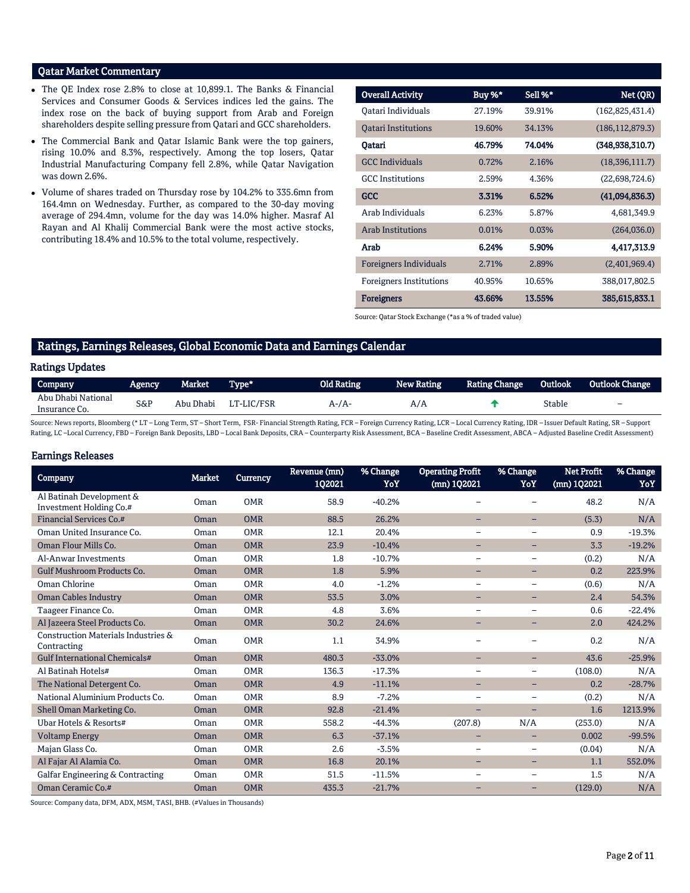## Qatar Market Commentary

- The QE Index rose 2.8% to close at 10,899.1. The Banks & Financial Services and Consumer Goods & Services indices led the gains. The index rose on the back of buying support from Arab and Foreign shareholders despite selling pressure from Qatari and GCC shareholders.
- The Commercial Bank and Qatar Islamic Bank were the top gainers, rising 10.0% and 8.3%, respectively. Among the top losers, Qatar Industrial Manufacturing Company fell 2.8%, while Qatar Navigation was down 2.6%.
- Volume of shares traded on Thursday rose by 104.2% to 335.6mn from 164.4mn on Wednesday. Further, as compared to the 30-day moving average of 294.4mn, volume for the day was 14.0% higher. Masraf Al Rayan and Al Khalij Commercial Bank were the most active stocks, contributing 18.4% and 10.5% to the total volume, respectively.

| Overall Activity | Buy %* | Sell %* | Net (QR) |
|---|---|---|---|
| Qatari Individuals | 27.19% | 39.91% | (162,825,431.4) |
| Qatari Institutions | 19.60% | 34.13% | (186,112,879.3) |
| **Qatari** | **46.79%** | **74.04%** | **(348,938,310.7)** |
| GCC Individuals | 0.72% | 2.16% | (18,396,111.7) |
| GCC Institutions | 2.59% | 4.36% | (22,698,724.6) |
| **GCC** | **3.31%** | **6.52%** | **(41,094,836.3)** |
| Arab Individuals | 6.23% | 5.87% | 4,681,349.9 |
| Arab Institutions | 0.01% | 0.03% | (264,036.0) |
| **Arab** | **6.24%** | **5.90%** | **4,417,313.9** |
| Foreigners Individuals | 2.71% | 2.89% | (2,401,969.4) |
| Foreigners Institutions | 40.95% | 10.65% | 388,017,802.5 |
| **Foreigners** | **43.66%** | **13.55%** | **385,615,833.1** |

Source: Qatar Stock Exchange (*as a % of traded value)

## Ratings, Earnings Releases, Global Economic Data and Earnings Calendar

### Ratings Updates

| Company | Agency | Market | Type* | Old Rating | New Rating | Rating Change | Outlook | Outlook Change |
|---|---|---|---|---|---|---|---|---|
| Abu Dhabi National Insurance Co. | S&P | Abu Dhabi | LT-LIC/FSR | A-/A- | A/A | ↑ | Stable | – |

Source: News reports, Bloomberg (* LT – Long Term, ST – Short Term, FSR- Financial Strength Rating, FCR – Foreign Currency Rating, LCR – Local Currency Rating, IDR – Issuer Default Rating, SR – Support Rating, LC –Local Currency, FBD – Foreign Bank Deposits, LBD – Local Bank Deposits, CRA – Counterparty Risk Assessment, BCA – Baseline Credit Assessment, ABCA – Adjusted Baseline Credit Assessment)

### Earnings Releases

| Company | Market | Currency | Revenue (mn) 1Q2021 | % Change YoY | Operating Profit (mn) 1Q2021 | % Change YoY | Net Profit (mn) 1Q2021 | % Change YoY |
|---|---|---|---|---|---|---|---|---|
| Al Batinah Development & Investment Holding Co.# | Oman | OMR | 58.9 | -40.2% | – | – | 48.2 | N/A |
| Financial Services Co.# | Oman | OMR | 88.5 | 26.2% | – | – | (5.3) | N/A |
| Oman United Insurance Co. | Oman | OMR | 12.1 | 20.4% | – | – | 0.9 | -19.3% |
| Oman Flour Mills Co. | Oman | OMR | 23.9 | -10.4% | – | – | 3.3 | -19.2% |
| Al-Anwar Investments | Oman | OMR | 1.8 | -10.7% | – | – | (0.2) | N/A |
| Gulf Mushroom Products Co. | Oman | OMR | 1.8 | 5.9% | – | – | 0.2 | 223.9% |
| Oman Chlorine | Oman | OMR | 4.0 | -1.2% | – | – | (0.6) | N/A |
| Oman Cables Industry | Oman | OMR | 53.5 | 3.0% | – | – | 2.4 | 54.3% |
| Taageer Finance Co. | Oman | OMR | 4.8 | 3.6% | – | – | 0.6 | -22.4% |
| Al Jazeera Steel Products Co. | Oman | OMR | 30.2 | 24.6% | – | – | 2.0 | 424.2% |
| Construction Materials Industries & Contracting | Oman | OMR | 1.1 | 34.9% | – | – | 0.2 | N/A |
| Gulf International Chemicals# | Oman | OMR | 480.3 | -33.0% | – | – | 43.6 | -25.9% |
| Al Batinah Hotels# | Oman | OMR | 136.3 | -17.3% | – | – | (108.0) | N/A |
| The National Detergent Co. | Oman | OMR | 4.9 | -11.1% | – | – | 0.2 | -28.7% |
| National Aluminium Products Co. | Oman | OMR | 8.9 | -7.2% | – | – | (0.2) | N/A |
| Shell Oman Marketing Co. | Oman | OMR | 92.8 | -21.4% | – | – | 1.6 | 1213.9% |
| Ubar Hotels & Resorts# | Oman | OMR | 558.2 | -44.3% | (207.8) | N/A | (253.0) | N/A |
| Voltamp Energy | Oman | OMR | 6.3 | -37.1% | – | – | 0.002 | -99.5% |
| Majan Glass Co. | Oman | OMR | 2.6 | -3.5% | – | – | (0.04) | N/A |
| Al Fajar Al Alamia Co. | Oman | OMR | 16.8 | 20.1% | – | – | 1.1 | 552.0% |
| Galfar Engineering & Contracting | Oman | OMR | 51.5 | -11.5% | – | – | 1.5 | N/A |
| Oman Ceramic Co.# | Oman | OMR | 435.3 | -21.7% | – | – | (129.0) | N/A |

Source: Company data, DFM, ADX, MSM, TASI, BHB. (#Values in Thousands)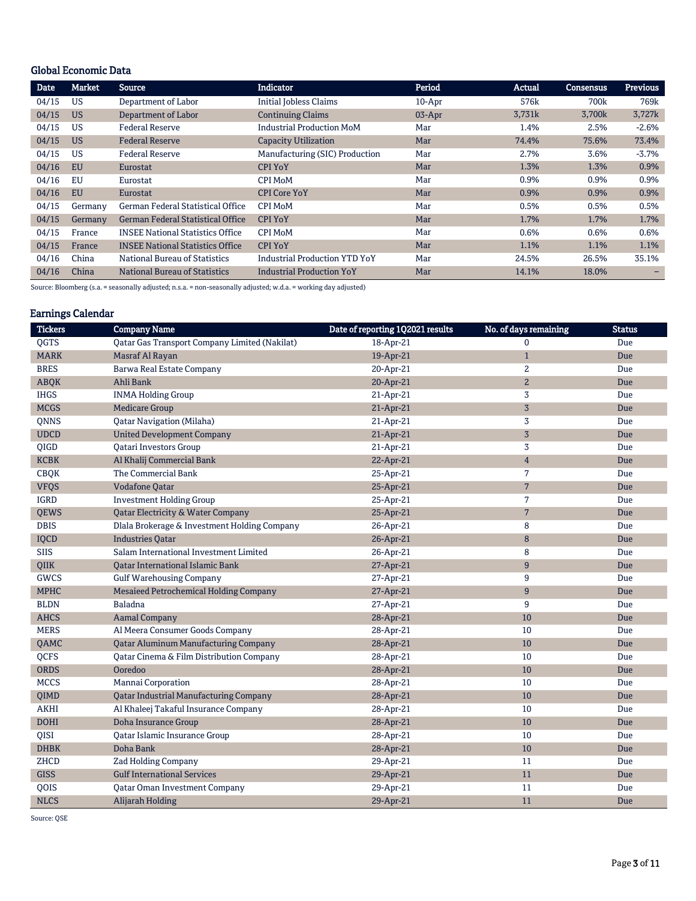## Global Economic Data

| Date | Market | Source | Indicator | Period | Actual | Consensus | Previous |
|---|---|---|---|---|---|---|---|
| 04/15 | US | Department of Labor | Initial Jobless Claims | 10-Apr | 576k | 700k | 769k |
| 04/15 | US | Department of Labor | Continuing Claims | 03-Apr | 3,731k | 3,700k | 3,727k |
| 04/15 | US | Federal Reserve | Industrial Production MoM | Mar | 1.4% | 2.5% | -2.6% |
| 04/15 | US | Federal Reserve | Capacity Utilization | Mar | 74.4% | 75.6% | 73.4% |
| 04/15 | US | Federal Reserve | Manufacturing (SIC) Production | Mar | 2.7% | 3.6% | -3.7% |
| 04/16 | EU | Eurostat | CPI YoY | Mar | 1.3% | 1.3% | 0.9% |
| 04/16 | EU | Eurostat | CPI MoM | Mar | 0.9% | 0.9% | 0.9% |
| 04/16 | EU | Eurostat | CPI Core YoY | Mar | 0.9% | 0.9% | 0.9% |
| 04/15 | Germany | German Federal Statistical Office | CPI MoM | Mar | 0.5% | 0.5% | 0.5% |
| 04/15 | Germany | German Federal Statistical Office | CPI YoY | Mar | 1.7% | 1.7% | 1.7% |
| 04/15 | France | INSEE National Statistics Office | CPI MoM | Mar | 0.6% | 0.6% | 0.6% |
| 04/15 | France | INSEE National Statistics Office | CPI YoY | Mar | 1.1% | 1.1% | 1.1% |
| 04/16 | China | National Bureau of Statistics | Industrial Production YTD YoY | Mar | 24.5% | 26.5% | 35.1% |
| 04/16 | China | National Bureau of Statistics | Industrial Production YoY | Mar | 14.1% | 18.0% | – |

Source: Bloomberg (s.a. = seasonally adjusted; n.s.a. = non-seasonally adjusted; w.d.a. = working day adjusted)

## Earnings Calendar

| Tickers | Company Name | Date of reporting 1Q2021 results | No. of days remaining | Status |
|---|---|---|---|---|
| QGTS | Qatar Gas Transport Company Limited (Nakilat) | 18-Apr-21 | 0 | Due |
| MARK | Masraf Al Rayan | 19-Apr-21 | 1 | Due |
| BRES | Barwa Real Estate Company | 20-Apr-21 | 2 | Due |
| ABQK | Ahli Bank | 20-Apr-21 | 2 | Due |
| IHGS | INMA Holding Group | 21-Apr-21 | 3 | Due |
| MCGS | Medicare Group | 21-Apr-21 | 3 | Due |
| QNNS | Qatar Navigation (Milaha) | 21-Apr-21 | 3 | Due |
| UDCD | United Development Company | 21-Apr-21 | 3 | Due |
| QIGD | Qatari Investors Group | 21-Apr-21 | 3 | Due |
| KCBK | Al Khalij Commercial Bank | 22-Apr-21 | 4 | Due |
| CBQK | The Commercial Bank | 25-Apr-21 | 7 | Due |
| VFQS | Vodafone Qatar | 25-Apr-21 | 7 | Due |
| IGRD | Investment Holding Group | 25-Apr-21 | 7 | Due |
| QEWS | Qatar Electricity & Water Company | 25-Apr-21 | 7 | Due |
| DBIS | Dlala Brokerage & Investment Holding Company | 26-Apr-21 | 8 | Due |
| IQCD | Industries Qatar | 26-Apr-21 | 8 | Due |
| SIIS | Salam International Investment Limited | 26-Apr-21 | 8 | Due |
| QIIK | Qatar International Islamic Bank | 27-Apr-21 | 9 | Due |
| GWCS | Gulf Warehousing Company | 27-Apr-21 | 9 | Due |
| MPHC | Mesaieed Petrochemical Holding Company | 27-Apr-21 | 9 | Due |
| BLDN | Baladna | 27-Apr-21 | 9 | Due |
| AHCS | Aamal Company | 28-Apr-21 | 10 | Due |
| MERS | Al Meera Consumer Goods Company | 28-Apr-21 | 10 | Due |
| QAMC | Qatar Aluminum Manufacturing Company | 28-Apr-21 | 10 | Due |
| QCFS | Qatar Cinema & Film Distribution Company | 28-Apr-21 | 10 | Due |
| ORDS | Ooredoo | 28-Apr-21 | 10 | Due |
| MCCS | Mannai Corporation | 28-Apr-21 | 10 | Due |
| QIMD | Qatar Industrial Manufacturing Company | 28-Apr-21 | 10 | Due |
| AKHI | Al Khaleej Takaful Insurance Company | 28-Apr-21 | 10 | Due |
| DOHI | Doha Insurance Group | 28-Apr-21 | 10 | Due |
| QISI | Qatar Islamic Insurance Group | 28-Apr-21 | 10 | Due |
| DHBK | Doha Bank | 28-Apr-21 | 10 | Due |
| ZHCD | Zad Holding Company | 29-Apr-21 | 11 | Due |
| GISS | Gulf International Services | 29-Apr-21 | 11 | Due |
| QOIS | Qatar Oman Investment Company | 29-Apr-21 | 11 | Due |
| NLCS | Alijarah Holding | 29-Apr-21 | 11 | Due |

Source: QSE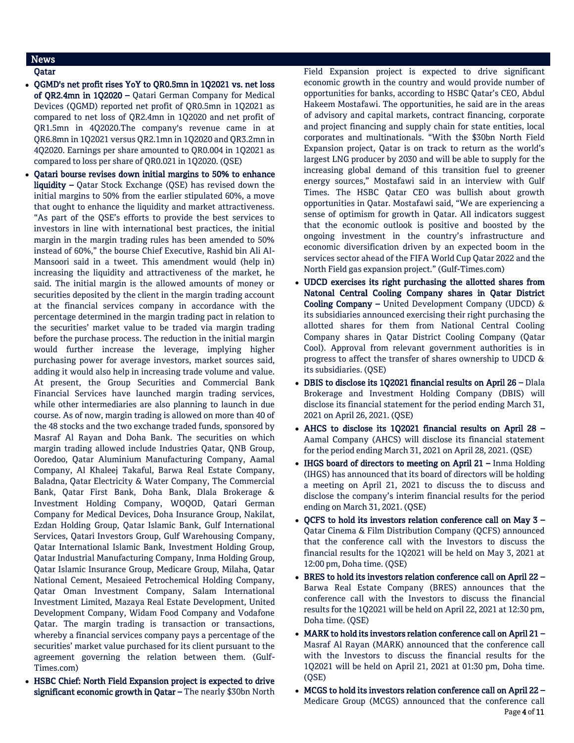## News

### Qatar

- **QGMD's net profit rises YoY to QR0.5mn in 1Q2021 vs. net loss of QR2.4mn in 1Q2020 –** Qatari German Company for Medical Devices (QGMD) reported net profit of QR0.5mn in 1Q2021 as compared to net loss of QR2.4mn in 1Q2020 and net profit of QR1.5mn in 4Q2020.The company's revenue came in at QR6.8mn in 1Q2021 versus QR2.1mn in 1Q2020 and QR3.2mn in 4Q2020. Earnings per share amounted to QR0.004 in 1Q2021 as compared to loss per share of QR0.021 in 1Q2020. (QSE)
- **Qatari bourse revises down initial margins to 50% to enhance liquidity –** Qatar Stock Exchange (QSE) has revised down the initial margins to 50% from the earlier stipulated 60%, a move that ought to enhance the liquidity and market attractiveness. "As part of the QSE's efforts to provide the best services to investors in line with international best practices, the initial margin in the margin trading rules has been amended to 50% instead of 60%," the bourse Chief Executive, Rashid bin Ali Al-Mansoori said in a tweet. This amendment would (help in) increasing the liquidity and attractiveness of the market, he said. The initial margin is the allowed amounts of money or securities deposited by the client in the margin trading account at the financial services company in accordance with the percentage determined in the margin trading pact in relation to the securities' market value to be traded via margin trading before the purchase process. The reduction in the initial margin would further increase the leverage, implying higher purchasing power for average investors, market sources said, adding it would also help in increasing trade volume and value. At present, the Group Securities and Commercial Bank Financial Services have launched margin trading services, while other intermediaries are also planning to launch in due course. As of now, margin trading is allowed on more than 40 of the 48 stocks and the two exchange traded funds, sponsored by Masraf Al Rayan and Doha Bank. The securities on which margin trading allowed include Industries Qatar, QNB Group, Ooredoo, Qatar Aluminium Manufacturing Company, Aamal Company, Al Khaleej Takaful, Barwa Real Estate Company, Baladna, Qatar Electricity & Water Company, The Commercial Bank, Qatar First Bank, Doha Bank, Dlala Brokerage & Investment Holding Company, WOQOD, Qatari German Company for Medical Devices, Doha Insurance Group, Nakilat, Ezdan Holding Group, Qatar Islamic Bank, Gulf International Services, Qatari Investors Group, Gulf Warehousing Company, Qatar International Islamic Bank, Investment Holding Group, Qatar Industrial Manufacturing Company, Inma Holding Group, Qatar Islamic Insurance Group, Medicare Group, Milaha, Qatar National Cement, Mesaieed Petrochemical Holding Company, Qatar Oman Investment Company, Salam International Investment Limited, Mazaya Real Estate Development, United Development Company, Widam Food Company and Vodafone Qatar. The margin trading is transaction or transactions, whereby a financial services company pays a percentage of the securities' market value purchased for its client pursuant to the agreement governing the relation between them. (Gulf-Times.com)
- **HSBC Chief: North Field Expansion project is expected to drive significant economic growth in Qatar –** The nearly $30bn North Field Expansion project is expected to drive significant economic growth in the country and would provide number of opportunities for banks, according to HSBC Qatar's CEO, Abdul Hakeem Mostafawi. The opportunities, he said are in the areas of advisory and capital markets, contract financing, corporate and project financing and supply chain for state entities, local corporates and multinationals. "With the $30bn North Field Expansion project, Qatar is on track to return as the world's largest LNG producer by 2030 and will be able to supply for the increasing global demand of this transition fuel to greener energy sources," Mostafawi said in an interview with Gulf Times. The HSBC Qatar CEO was bullish about growth opportunities in Qatar. Mostafawi said, "We are experiencing a sense of optimism for growth in Qatar. All indicators suggest that the economic outlook is positive and boosted by the ongoing investment in the country's infrastructure and economic diversification driven by an expected boom in the services sector ahead of the FIFA World Cup Qatar 2022 and the North Field gas expansion project." (Gulf-Times.com)
- **UDCD exercises its right purchasing the allotted shares from Natonal Central Cooling Company shares in Qatar District Cooling Company –** United Development Company (UDCD) & its subsidiaries announced exercising their right purchasing the allotted shares for them from National Central Cooling Company shares in Qatar District Cooling Company (Qatar Cool). Approval from relevant government authorities is in progress to affect the transfer of shares ownership to UDCD & its subsidiaries. (QSE)
- **DBIS to disclose its 1Q2021 financial results on April 26 –** Dlala Brokerage and Investment Holding Company (DBIS) will disclose its financial statement for the period ending March 31, 2021 on April 26, 2021. (QSE)
- **AHCS to disclose its 1Q2021 financial results on April 28 –** Aamal Company (AHCS) will disclose its financial statement for the period ending March 31, 2021 on April 28, 2021. (QSE)
- **IHGS board of directors to meeting on April 21 –** Inma Holding (IHGS) has announced that its board of directors will be holding a meeting on April 21, 2021 to discuss the to discuss and disclose the company's interim financial results for the period ending on March 31, 2021. (QSE)
- **QCFS to hold its investors relation conference call on May 3 –** Qatar Cinema & Film Distribution Company (QCFS) announced that the conference call with the Investors to discuss the financial results for the 1Q2021 will be held on May 3, 2021 at 12:00 pm, Doha time. (QSE)
- **BRES to hold its investors relation conference call on April 22 –** Barwa Real Estate Company (BRES) announces that the conference call with the Investors to discuss the financial results for the 1Q2021 will be held on April 22, 2021 at 12:30 pm, Doha time. (QSE)
- **MARK to hold its investors relation conference call on April 21 –** Masraf Al Rayan (MARK) announced that the conference call with the Investors to discuss the financial results for the 1Q2021 will be held on April 21, 2021 at 01:30 pm, Doha time. (QSE)
- **MCGS to hold its investors relation conference call on April 22 –** Medicare Group (MCGS) announced that the conference call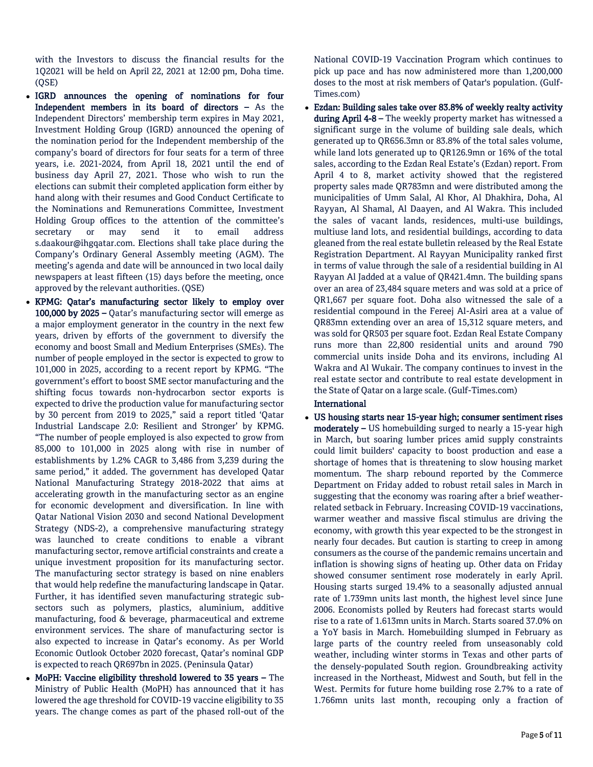with the Investors to discuss the financial results for the 1Q2021 will be held on April 22, 2021 at 12:00 pm, Doha time. (QSE)

- **IGRD announces the opening of nominations for four Independent members in its board of directors –** As the Independent Directors' membership term expires in May 2021, Investment Holding Group (IGRD) announced the opening of the nomination period for the Independent membership of the company's board of directors for four seats for a term of three years, i.e. 2021-2024, from April 18, 2021 until the end of business day April 27, 2021. Those who wish to run the elections can submit their completed application form either by hand along with their resumes and Good Conduct Certificate to the Nominations and Remunerations Committee, Investment Holding Group offices to the attention of the committee's secretary or may send it to email address s.daakour@ihgqatar.com. Elections shall take place during the Company's Ordinary General Assembly meeting (AGM). The meeting's agenda and date will be announced in two local daily newspapers at least fifteen (15) days before the meeting, once approved by the relevant authorities. (QSE)
- **KPMG: Qatar's manufacturing sector likely to employ over 100,000 by 2025 –** Qatar's manufacturing sector will emerge as a major employment generator in the country in the next few years, driven by efforts of the government to diversify the economy and boost Small and Medium Enterprises (SMEs). The number of people employed in the sector is expected to grow to 101,000 in 2025, according to a recent report by KPMG. "The government's effort to boost SME sector manufacturing and the shifting focus towards non-hydrocarbon sector exports is expected to drive the production value for manufacturing sector by 30 percent from 2019 to 2025," said a report titled 'Qatar Industrial Landscape 2.0: Resilient and Stronger' by KPMG. "The number of people employed is also expected to grow from 85,000 to 101,000 in 2025 along with rise in number of establishments by 1.2% CAGR to 3,486 from 3,239 during the same period," it added. The government has developed Qatar National Manufacturing Strategy 2018-2022 that aims at accelerating growth in the manufacturing sector as an engine for economic development and diversification. In line with Qatar National Vision 2030 and second National Development Strategy (NDS-2), a comprehensive manufacturing strategy was launched to create conditions to enable a vibrant manufacturing sector, remove artificial constraints and create a unique investment proposition for its manufacturing sector. The manufacturing sector strategy is based on nine enablers that would help redefine the manufacturing landscape in Qatar. Further, it has identified seven manufacturing strategic sub-sectors such as polymers, plastics, aluminium, additive manufacturing, food & beverage, pharmaceutical and extreme environment services. The share of manufacturing sector is also expected to increase in Qatar's economy. As per World Economic Outlook October 2020 forecast, Qatar's nominal GDP is expected to reach QR697bn in 2025. (Peninsula Qatar)
- **MoPH: Vaccine eligibility threshold lowered to 35 years –** The Ministry of Public Health (MoPH) has announced that it has lowered the age threshold for COVID-19 vaccine eligibility to 35 years. The change comes as part of the phased roll-out of the National COVID-19 Vaccination Program which continues to pick up pace and has now administered more than 1,200,000 doses to the most at risk members of Qatar's population. (Gulf-Times.com)
- **Ezdan: Building sales take over 83.8% of weekly realty activity during April 4-8 –** The weekly property market has witnessed a significant surge in the volume of building sale deals, which generated up to QR656.3mn or 83.8% of the total sales volume, while land lots generated up to QR126.9mn or 16% of the total sales, according to the Ezdan Real Estate's (Ezdan) report. From April 4 to 8, market activity showed that the registered property sales made QR783mn and were distributed among the municipalities of Umm Salal, Al Khor, Al Dhakhira, Doha, Al Rayyan, Al Shamal, Al Daayen, and Al Wakra. This included the sales of vacant lands, residences, multi-use buildings, multiuse land lots, and residential buildings, according to data gleaned from the real estate bulletin released by the Real Estate Registration Department. Al Rayyan Municipality ranked first in terms of value through the sale of a residential building in Al Rayyan Al Jadded at a value of QR421.4mn. The building spans over an area of 23,484 square meters and was sold at a price of QR1,667 per square foot. Doha also witnessed the sale of a residential compound in the Fereej Al-Asiri area at a value of QR83mn extending over an area of 15,312 square meters, and was sold for QR503 per square foot. Ezdan Real Estate Company runs more than 22,800 residential units and around 790 commercial units inside Doha and its environs, including Al Wakra and Al Wukair. The company continues to invest in the real estate sector and contribute to real estate development in the State of Qatar on a large scale. (Gulf-Times.com)

**International**

- **US housing starts near 15-year high; consumer sentiment rises moderately –** US homebuilding surged to nearly a 15-year high in March, but soaring lumber prices amid supply constraints could limit builders' capacity to boost production and ease a shortage of homes that is threatening to slow housing market momentum. The sharp rebound reported by the Commerce Department on Friday added to robust retail sales in March in suggesting that the economy was roaring after a brief weather-related setback in February. Increasing COVID-19 vaccinations, warmer weather and massive fiscal stimulus are driving the economy, with growth this year expected to be the strongest in nearly four decades. But caution is starting to creep in among consumers as the course of the pandemic remains uncertain and inflation is showing signs of heating up. Other data on Friday showed consumer sentiment rose moderately in early April. Housing starts surged 19.4% to a seasonally adjusted annual rate of 1.739mn units last month, the highest level since June 2006. Economists polled by Reuters had forecast starts would rise to a rate of 1.613mn units in March. Starts soared 37.0% on a YoY basis in March. Homebuilding slumped in February as large parts of the country reeled from unseasonably cold weather, including winter storms in Texas and other parts of the densely-populated South region. Groundbreaking activity increased in the Northeast, Midwest and South, but fell in the West. Permits for future home building rose 2.7% to a rate of 1.766mn units last month, recouping only a fraction of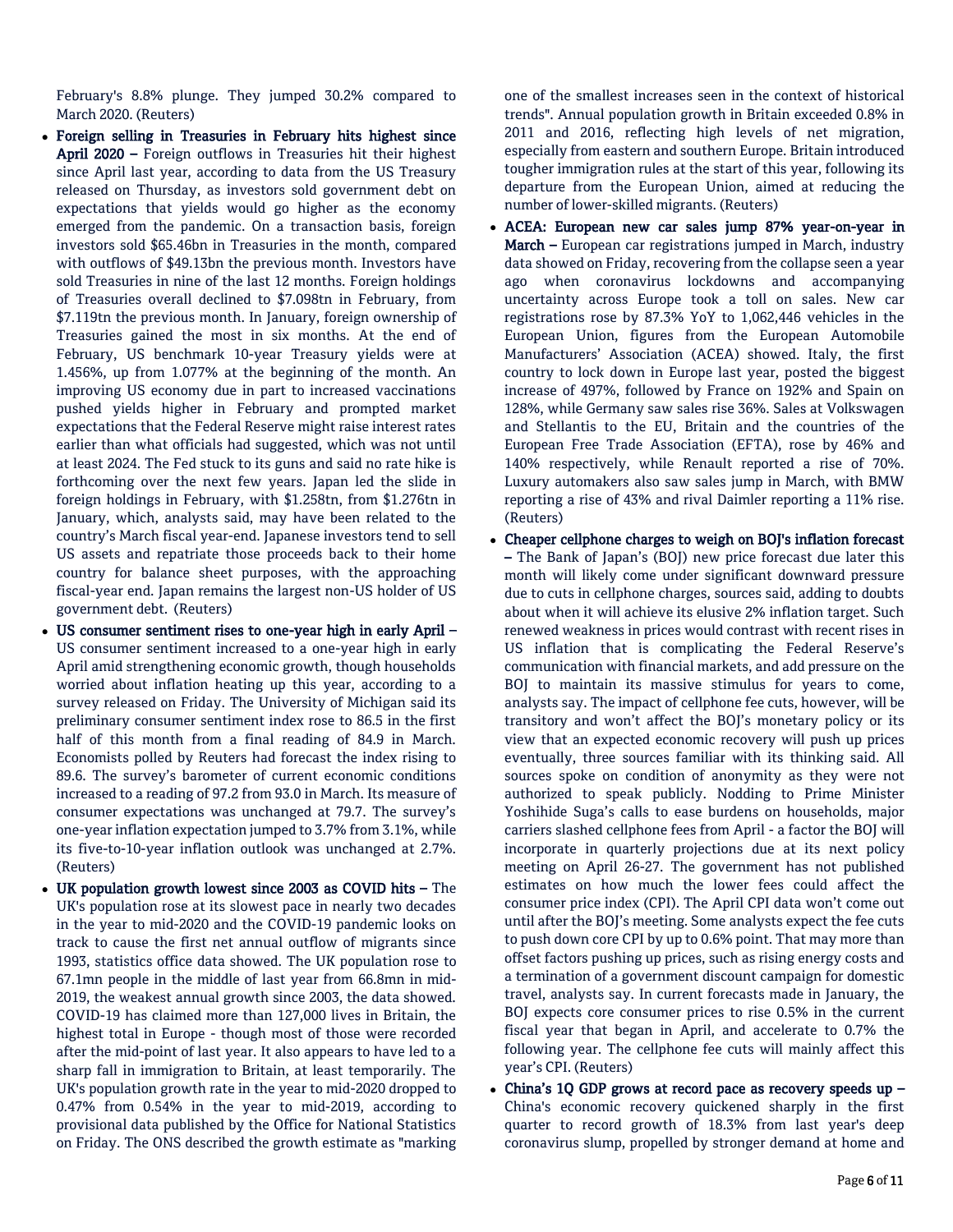February's 8.8% plunge. They jumped 30.2% compared to March 2020. (Reuters)

- **Foreign selling in Treasuries in February hits highest since April 2020 –** Foreign outflows in Treasuries hit their highest since April last year, according to data from the US Treasury released on Thursday, as investors sold government debt on expectations that yields would go higher as the economy emerged from the pandemic. On a transaction basis, foreign investors sold $65.46bn in Treasuries in the month, compared with outflows of $49.13bn the previous month. Investors have sold Treasuries in nine of the last 12 months. Foreign holdings of Treasuries overall declined to $7.098tn in February, from $7.119tn the previous month. In January, foreign ownership of Treasuries gained the most in six months. At the end of February, US benchmark 10-year Treasury yields were at 1.456%, up from 1.077% at the beginning of the month. An improving US economy due in part to increased vaccinations pushed yields higher in February and prompted market expectations that the Federal Reserve might raise interest rates earlier than what officials had suggested, which was not until at least 2024. The Fed stuck to its guns and said no rate hike is forthcoming over the next few years. Japan led the slide in foreign holdings in February, with $1.258tn, from $1.276tn in January, which, analysts said, may have been related to the country's March fiscal year-end. Japanese investors tend to sell US assets and repatriate those proceeds back to their home country for balance sheet purposes, with the approaching fiscal-year end. Japan remains the largest non-US holder of US government debt. (Reuters)
- **US consumer sentiment rises to one-year high in early April –** US consumer sentiment increased to a one-year high in early April amid strengthening economic growth, though households worried about inflation heating up this year, according to a survey released on Friday. The University of Michigan said its preliminary consumer sentiment index rose to 86.5 in the first half of this month from a final reading of 84.9 in March. Economists polled by Reuters had forecast the index rising to 89.6. The survey's barometer of current economic conditions increased to a reading of 97.2 from 93.0 in March. Its measure of consumer expectations was unchanged at 79.7. The survey's one-year inflation expectation jumped to 3.7% from 3.1%, while its five-to-10-year inflation outlook was unchanged at 2.7%. (Reuters)
- **UK population growth lowest since 2003 as COVID hits –** The UK's population rose at its slowest pace in nearly two decades in the year to mid-2020 and the COVID-19 pandemic looks on track to cause the first net annual outflow of migrants since 1993, statistics office data showed. The UK population rose to 67.1mn people in the middle of last year from 66.8mn in mid-2019, the weakest annual growth since 2003, the data showed. COVID-19 has claimed more than 127,000 lives in Britain, the highest total in Europe - though most of those were recorded after the mid-point of last year. It also appears to have led to a sharp fall in immigration to Britain, at least temporarily. The UK's population growth rate in the year to mid-2020 dropped to 0.47% from 0.54% in the year to mid-2019, according to provisional data published by the Office for National Statistics on Friday. The ONS described the growth estimate as "marking one of the smallest increases seen in the context of historical trends". Annual population growth in Britain exceeded 0.8% in 2011 and 2016, reflecting high levels of net migration, especially from eastern and southern Europe. Britain introduced tougher immigration rules at the start of this year, following its departure from the European Union, aimed at reducing the number of lower-skilled migrants. (Reuters)
- **ACEA: European new car sales jump 87% year-on-year in March –** European car registrations jumped in March, industry data showed on Friday, recovering from the collapse seen a year ago when coronavirus lockdowns and accompanying uncertainty across Europe took a toll on sales. New car registrations rose by 87.3% YoY to 1,062,446 vehicles in the European Union, figures from the European Automobile Manufacturers' Association (ACEA) showed. Italy, the first country to lock down in Europe last year, posted the biggest increase of 497%, followed by France on 192% and Spain on 128%, while Germany saw sales rise 36%. Sales at Volkswagen and Stellantis to the EU, Britain and the countries of the European Free Trade Association (EFTA), rose by 46% and 140% respectively, while Renault reported a rise of 70%. Luxury automakers also saw sales jump in March, with BMW reporting a rise of 43% and rival Daimler reporting a 11% rise. (Reuters)
- **Cheaper cellphone charges to weigh on BOJ's inflation forecast –** The Bank of Japan's (BOJ) new price forecast due later this month will likely come under significant downward pressure due to cuts in cellphone charges, sources said, adding to doubts about when it will achieve its elusive 2% inflation target. Such renewed weakness in prices would contrast with recent rises in US inflation that is complicating the Federal Reserve's communication with financial markets, and add pressure on the BOJ to maintain its massive stimulus for years to come, analysts say. The impact of cellphone fee cuts, however, will be transitory and won't affect the BOJ's monetary policy or its view that an expected economic recovery will push up prices eventually, three sources familiar with its thinking said. All sources spoke on condition of anonymity as they were not authorized to speak publicly. Nodding to Prime Minister Yoshihide Suga's calls to ease burdens on households, major carriers slashed cellphone fees from April - a factor the BOJ will incorporate in quarterly projections due at its next policy meeting on April 26-27. The government has not published estimates on how much the lower fees could affect the consumer price index (CPI). The April CPI data won't come out until after the BOJ's meeting. Some analysts expect the fee cuts to push down core CPI by up to 0.6% point. That may more than offset factors pushing up prices, such as rising energy costs and a termination of a government discount campaign for domestic travel, analysts say. In current forecasts made in January, the BOJ expects core consumer prices to rise 0.5% in the current fiscal year that began in April, and accelerate to 0.7% the following year. The cellphone fee cuts will mainly affect this year's CPI. (Reuters)
- **China's 1Q GDP grows at record pace as recovery speeds up –** China's economic recovery quickened sharply in the first quarter to record growth of 18.3% from last year's deep coronavirus slump, propelled by stronger demand at home and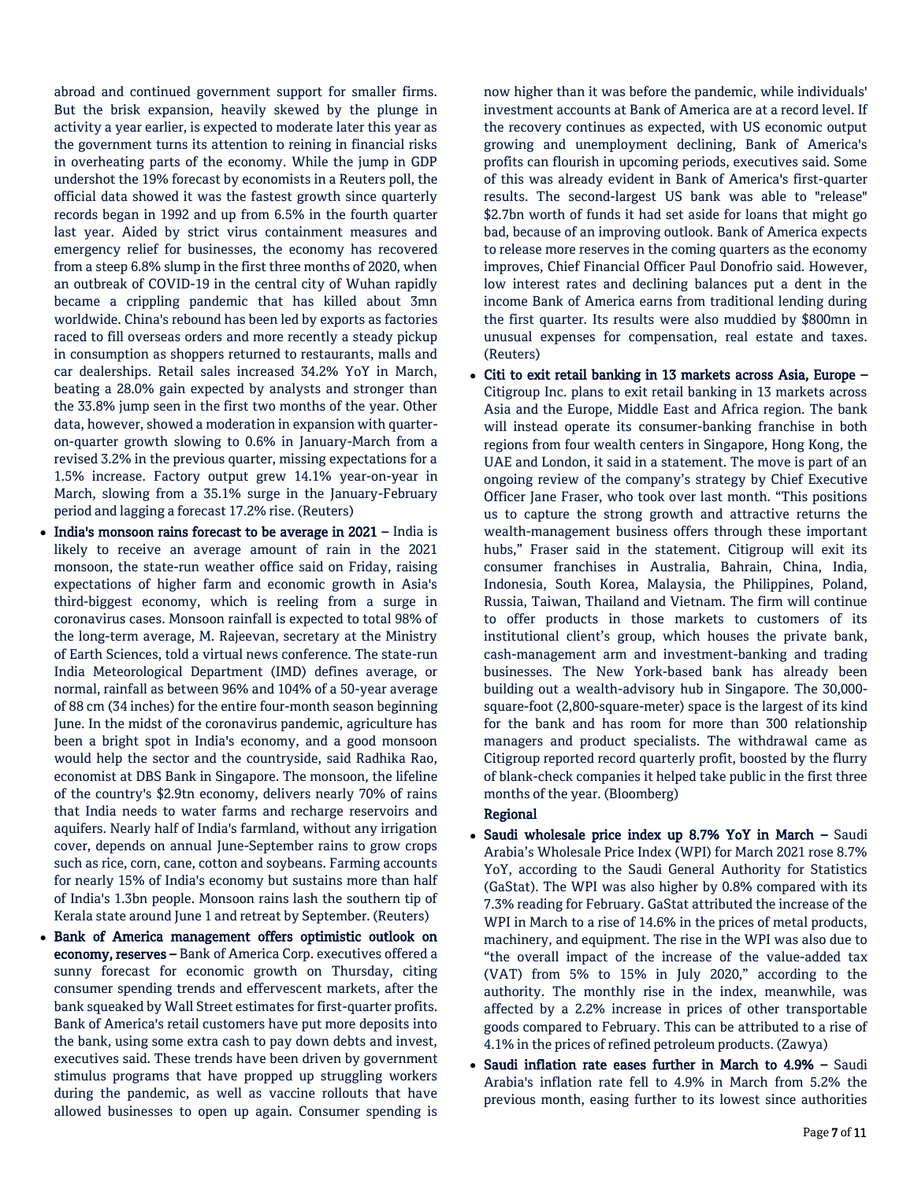abroad and continued government support for smaller firms. But the brisk expansion, heavily skewed by the plunge in activity a year earlier, is expected to moderate later this year as the government turns its attention to reining in financial risks in overheating parts of the economy. While the jump in GDP undershot the 19% forecast by economists in a Reuters poll, the official data showed it was the fastest growth since quarterly records began in 1992 and up from 6.5% in the fourth quarter last year. Aided by strict virus containment measures and emergency relief for businesses, the economy has recovered from a steep 6.8% slump in the first three months of 2020, when an outbreak of COVID-19 in the central city of Wuhan rapidly became a crippling pandemic that has killed about 3mn worldwide. China's rebound has been led by exports as factories raced to fill overseas orders and more recently a steady pickup in consumption as shoppers returned to restaurants, malls and car dealerships. Retail sales increased 34.2% YoY in March, beating a 28.0% gain expected by analysts and stronger than the 33.8% jump seen in the first two months of the year. Other data, however, showed a moderation in expansion with quarter-on-quarter growth slowing to 0.6% in January-March from a revised 3.2% in the previous quarter, missing expectations for a 1.5% increase. Factory output grew 14.1% year-on-year in March, slowing from a 35.1% surge in the January-February period and lagging a forecast 17.2% rise. (Reuters)

- **India's monsoon rains forecast to be average in 2021 –** India is likely to receive an average amount of rain in the 2021 monsoon, the state-run weather office said on Friday, raising expectations of higher farm and economic growth in Asia's third-biggest economy, which is reeling from a surge in coronavirus cases. Monsoon rainfall is expected to total 98% of the long-term average, M. Rajeevan, secretary at the Ministry of Earth Sciences, told a virtual news conference. The state-run India Meteorological Department (IMD) defines average, or normal, rainfall as between 96% and 104% of a 50-year average of 88 cm (34 inches) for the entire four-month season beginning June. In the midst of the coronavirus pandemic, agriculture has been a bright spot in India's economy, and a good monsoon would help the sector and the countryside, said Radhika Rao, economist at DBS Bank in Singapore. The monsoon, the lifeline of the country's $2.9tn economy, delivers nearly 70% of rains that India needs to water farms and recharge reservoirs and aquifers. Nearly half of India's farmland, without any irrigation cover, depends on annual June-September rains to grow crops such as rice, corn, cane, cotton and soybeans. Farming accounts for nearly 15% of India's economy but sustains more than half of India's 1.3bn people. Monsoon rains lash the southern tip of Kerala state around June 1 and retreat by September. (Reuters)
- **Bank of America management offers optimistic outlook on economy, reserves –** Bank of America Corp. executives offered a sunny forecast for economic growth on Thursday, citing consumer spending trends and effervescent markets, after the bank squeaked by Wall Street estimates for first-quarter profits. Bank of America's retail customers have put more deposits into the bank, using some extra cash to pay down debts and invest, executives said. These trends have been driven by government stimulus programs that have propped up struggling workers during the pandemic, as well as vaccine rollouts that have allowed businesses to open up again. Consumer spending is now higher than it was before the pandemic, while individuals' investment accounts at Bank of America are at a record level. If the recovery continues as expected, with US economic output growing and unemployment declining, Bank of America's profits can flourish in upcoming periods, executives said. Some of this was already evident in Bank of America's first-quarter results. The second-largest US bank was able to "release" $2.7bn worth of funds it had set aside for loans that might go bad, because of an improving outlook. Bank of America expects to release more reserves in the coming quarters as the economy improves, Chief Financial Officer Paul Donofrio said. However, low interest rates and declining balances put a dent in the income Bank of America earns from traditional lending during the first quarter. Its results were also muddied by $800mn in unusual expenses for compensation, real estate and taxes. (Reuters)
- **Citi to exit retail banking in 13 markets across Asia, Europe –** Citigroup Inc. plans to exit retail banking in 13 markets across Asia and the Europe, Middle East and Africa region. The bank will instead operate its consumer-banking franchise in both regions from four wealth centers in Singapore, Hong Kong, the UAE and London, it said in a statement. The move is part of an ongoing review of the company's strategy by Chief Executive Officer Jane Fraser, who took over last month. "This positions us to capture the strong growth and attractive returns the wealth-management business offers through these important hubs," Fraser said in the statement. Citigroup will exit its consumer franchises in Australia, Bahrain, China, India, Indonesia, South Korea, Malaysia, the Philippines, Poland, Russia, Taiwan, Thailand and Vietnam. The firm will continue to offer products in those markets to customers of its institutional client's group, which houses the private bank, cash-management arm and investment-banking and trading businesses. The New York-based bank has already been building out a wealth-advisory hub in Singapore. The 30,000-square-foot (2,800-square-meter) space is the largest of its kind for the bank and has room for more than 300 relationship managers and product specialists. The withdrawal came as Citigroup reported record quarterly profit, boosted by the flurry of blank-check companies it helped take public in the first three months of the year. (Bloomberg)

## Regional

- **Saudi wholesale price index up 8.7% YoY in March –** Saudi Arabia's Wholesale Price Index (WPI) for March 2021 rose 8.7% YoY, according to the Saudi General Authority for Statistics (GaStat). The WPI was also higher by 0.8% compared with its 7.3% reading for February. GaStat attributed the increase of the WPI in March to a rise of 14.6% in the prices of metal products, machinery, and equipment. The rise in the WPI was also due to "the overall impact of the increase of the value-added tax (VAT) from 5% to 15% in July 2020," according to the authority. The monthly rise in the index, meanwhile, was affected by a 2.2% increase in prices of other transportable goods compared to February. This can be attributed to a rise of 4.1% in the prices of refined petroleum products. (Zawya)
- **Saudi inflation rate eases further in March to 4.9% –** Saudi Arabia's inflation rate fell to 4.9% in March from 5.2% the previous month, easing further to its lowest since authorities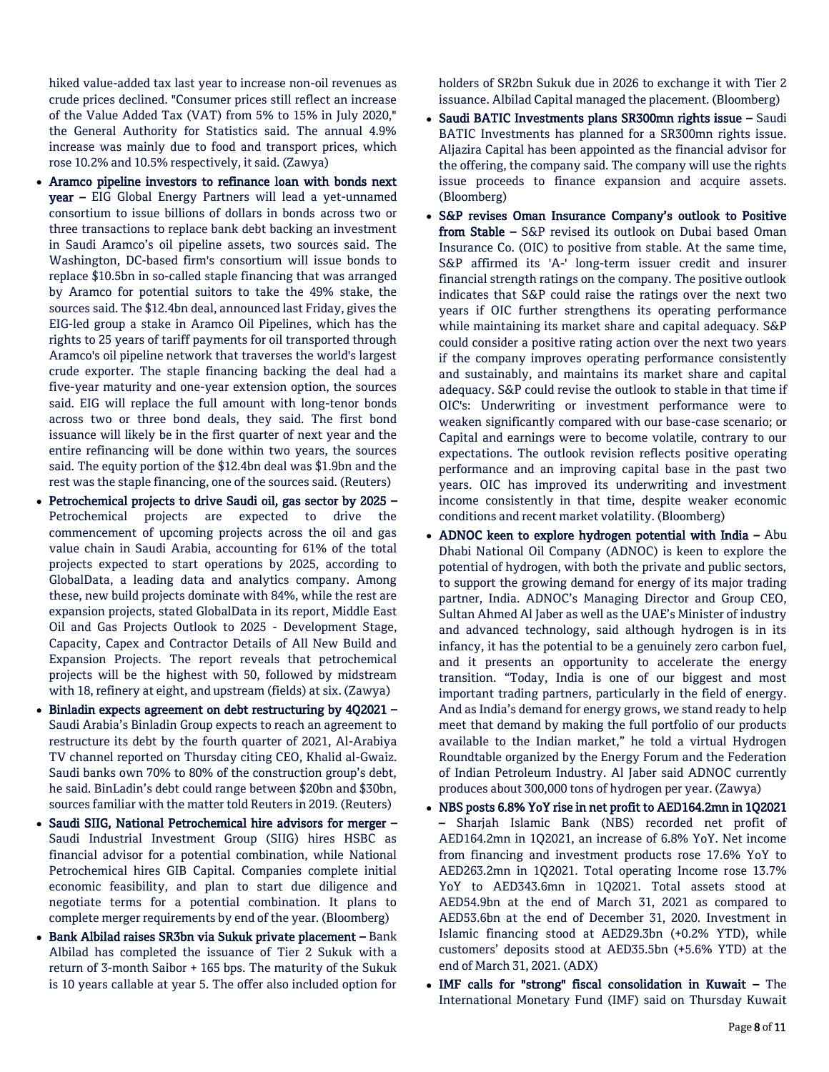hiked value-added tax last year to increase non-oil revenues as crude prices declined. "Consumer prices still reflect an increase of the Value Added Tax (VAT) from 5% to 15% in July 2020," the General Authority for Statistics said. The annual 4.9% increase was mainly due to food and transport prices, which rose 10.2% and 10.5% respectively, it said. (Zawya)

- **Aramco pipeline investors to refinance loan with bonds next year –** EIG Global Energy Partners will lead a yet-unnamed consortium to issue billions of dollars in bonds across two or three transactions to replace bank debt backing an investment in Saudi Aramco's oil pipeline assets, two sources said. The Washington, DC-based firm's consortium will issue bonds to replace $10.5bn in so-called staple financing that was arranged by Aramco for potential suitors to take the 49% stake, the sources said. The $12.4bn deal, announced last Friday, gives the EIG-led group a stake in Aramco Oil Pipelines, which has the rights to 25 years of tariff payments for oil transported through Aramco's oil pipeline network that traverses the world's largest crude exporter. The staple financing backing the deal had a five-year maturity and one-year extension option, the sources said. EIG will replace the full amount with long-tenor bonds across two or three bond deals, they said. The first bond issuance will likely be in the first quarter of next year and the entire refinancing will be done within two years, the sources said. The equity portion of the $12.4bn deal was $1.9bn and the rest was the staple financing, one of the sources said. (Reuters)
- **Petrochemical projects to drive Saudi oil, gas sector by 2025 –** Petrochemical projects are expected to drive the commencement of upcoming projects across the oil and gas value chain in Saudi Arabia, accounting for 61% of the total projects expected to start operations by 2025, according to GlobalData, a leading data and analytics company. Among these, new build projects dominate with 84%, while the rest are expansion projects, stated GlobalData in its report, Middle East Oil and Gas Projects Outlook to 2025 - Development Stage, Capacity, Capex and Contractor Details of All New Build and Expansion Projects. The report reveals that petrochemical projects will be the highest with 50, followed by midstream with 18, refinery at eight, and upstream (fields) at six. (Zawya)
- **Binladin expects agreement on debt restructuring by 4Q2021 –** Saudi Arabia's Binladin Group expects to reach an agreement to restructure its debt by the fourth quarter of 2021, Al-Arabiya TV channel reported on Thursday citing CEO, Khalid al-Gwaiz. Saudi banks own 70% to 80% of the construction group's debt, he said. BinLadin's debt could range between $20bn and $30bn, sources familiar with the matter told Reuters in 2019. (Reuters)
- **Saudi SIIG, National Petrochemical hire advisors for merger –** Saudi Industrial Investment Group (SIIG) hires HSBC as financial advisor for a potential combination, while National Petrochemical hires GIB Capital. Companies complete initial economic feasibility, and plan to start due diligence and negotiate terms for a potential combination. It plans to complete merger requirements by end of the year. (Bloomberg)
- **Bank Albilad raises SR3bn via Sukuk private placement –** Bank Albilad has completed the issuance of Tier 2 Sukuk with a return of 3-month Saibor + 165 bps. The maturity of the Sukuk is 10 years callable at year 5. The offer also included option for holders of SR2bn Sukuk due in 2026 to exchange it with Tier 2 issuance. Albilad Capital managed the placement. (Bloomberg)
- **Saudi BATIC Investments plans SR300mn rights issue –** Saudi BATIC Investments has planned for a SR300mn rights issue. Aljazira Capital has been appointed as the financial advisor for the offering, the company said. The company will use the rights issue proceeds to finance expansion and acquire assets. (Bloomberg)
- **S&P revises Oman Insurance Company's outlook to Positive from Stable –** S&P revised its outlook on Dubai based Oman Insurance Co. (OIC) to positive from stable. At the same time, S&P affirmed its 'A-' long-term issuer credit and insurer financial strength ratings on the company. The positive outlook indicates that S&P could raise the ratings over the next two years if OIC further strengthens its operating performance while maintaining its market share and capital adequacy. S&P could consider a positive rating action over the next two years if the company improves operating performance consistently and sustainably, and maintains its market share and capital adequacy. S&P could revise the outlook to stable in that time if OIC's: Underwriting or investment performance were to weaken significantly compared with our base-case scenario; or Capital and earnings were to become volatile, contrary to our expectations. The outlook revision reflects positive operating performance and an improving capital base in the past two years. OIC has improved its underwriting and investment income consistently in that time, despite weaker economic conditions and recent market volatility. (Bloomberg)
- **ADNOC keen to explore hydrogen potential with India –** Abu Dhabi National Oil Company (ADNOC) is keen to explore the potential of hydrogen, with both the private and public sectors, to support the growing demand for energy of its major trading partner, India. ADNOC's Managing Director and Group CEO, Sultan Ahmed Al Jaber as well as the UAE's Minister of industry and advanced technology, said although hydrogen is in its infancy, it has the potential to be a genuinely zero carbon fuel, and it presents an opportunity to accelerate the energy transition. "Today, India is one of our biggest and most important trading partners, particularly in the field of energy. And as India's demand for energy grows, we stand ready to help meet that demand by making the full portfolio of our products available to the Indian market," he told a virtual Hydrogen Roundtable organized by the Energy Forum and the Federation of Indian Petroleum Industry. Al Jaber said ADNOC currently produces about 300,000 tons of hydrogen per year. (Zawya)
- **NBS posts 6.8% YoY rise in net profit to AED164.2mn in 1Q2021 –** Sharjah Islamic Bank (NBS) recorded net profit of AED164.2mn in 1Q2021, an increase of 6.8% YoY. Net income from financing and investment products rose 17.6% YoY to AED263.2mn in 1Q2021. Total operating Income rose 13.7% YoY to AED343.6mn in 1Q2021. Total assets stood at AED54.9bn at the end of March 31, 2021 as compared to AED53.6bn at the end of December 31, 2020. Investment in Islamic financing stood at AED29.3bn (+0.2% YTD), while customers' deposits stood at AED35.5bn (+5.6% YTD) at the end of March 31, 2021. (ADX)
- **IMF calls for "strong" fiscal consolidation in Kuwait –** The International Monetary Fund (IMF) said on Thursday Kuwait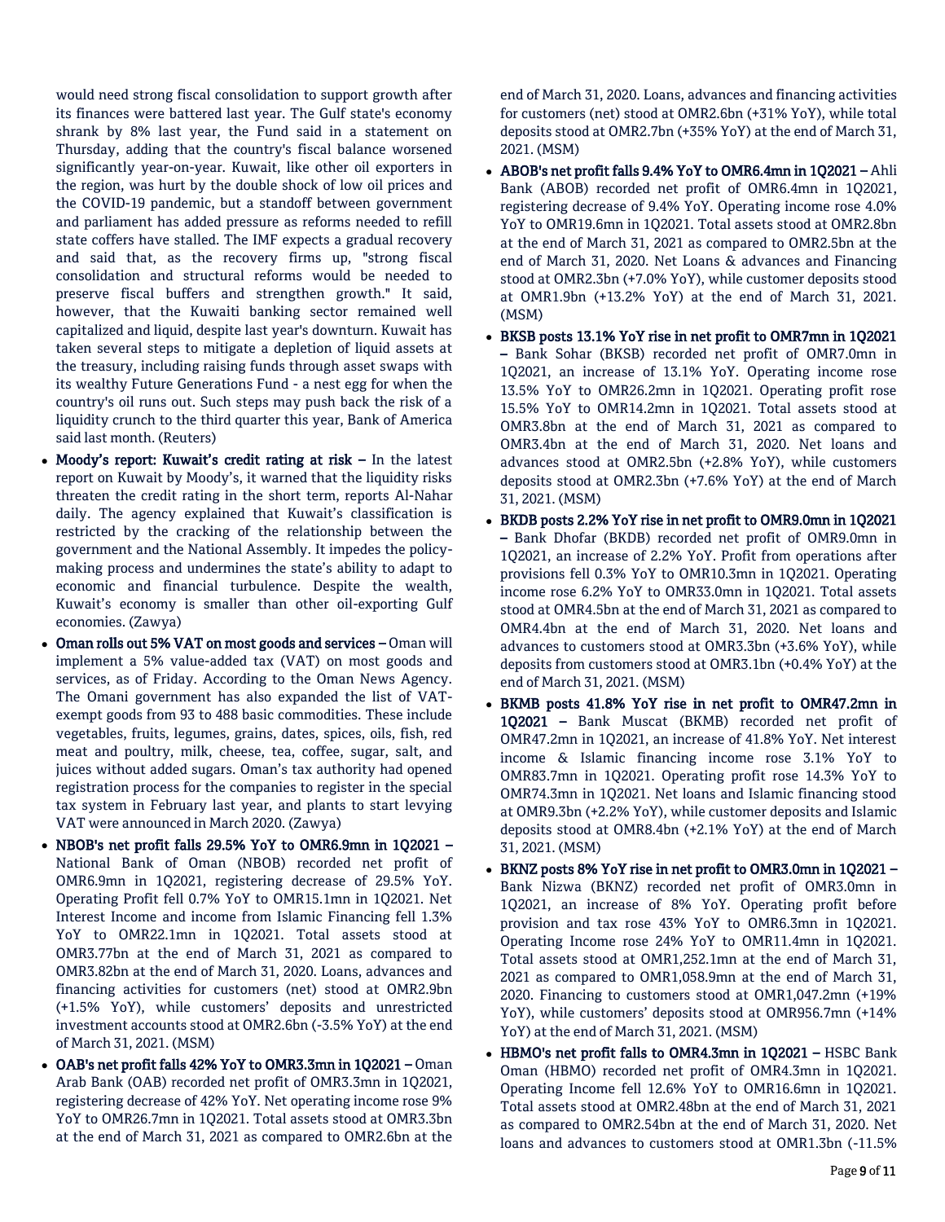would need strong fiscal consolidation to support growth after its finances were battered last year. The Gulf state's economy shrank by 8% last year, the Fund said in a statement on Thursday, adding that the country's fiscal balance worsened significantly year-on-year. Kuwait, like other oil exporters in the region, was hurt by the double shock of low oil prices and the COVID-19 pandemic, but a standoff between government and parliament has added pressure as reforms needed to refill state coffers have stalled. The IMF expects a gradual recovery and said that, as the recovery firms up, "strong fiscal consolidation and structural reforms would be needed to preserve fiscal buffers and strengthen growth." It said, however, that the Kuwaiti banking sector remained well capitalized and liquid, despite last year's downturn. Kuwait has taken several steps to mitigate a depletion of liquid assets at the treasury, including raising funds through asset swaps with its wealthy Future Generations Fund - a nest egg for when the country's oil runs out. Such steps may push back the risk of a liquidity crunch to the third quarter this year, Bank of America said last month. (Reuters)

- **Moody's report: Kuwait's credit rating at risk –** In the latest report on Kuwait by Moody's, it warned that the liquidity risks threaten the credit rating in the short term, reports Al-Nahar daily. The agency explained that Kuwait's classification is restricted by the cracking of the relationship between the government and the National Assembly. It impedes the policy-making process and undermines the state's ability to adapt to economic and financial turbulence. Despite the wealth, Kuwait's economy is smaller than other oil-exporting Gulf economies. (Zawya)
- **Oman rolls out 5% VAT on most goods and services –** Oman will implement a 5% value-added tax (VAT) on most goods and services, as of Friday. According to the Oman News Agency. The Omani government has also expanded the list of VAT-exempt goods from 93 to 488 basic commodities. These include vegetables, fruits, legumes, grains, dates, spices, oils, fish, red meat and poultry, milk, cheese, tea, coffee, sugar, salt, and juices without added sugars. Oman's tax authority had opened registration process for the companies to register in the special tax system in February last year, and plants to start levying VAT were announced in March 2020. (Zawya)
- **NBOB's net profit falls 29.5% YoY to OMR6.9mn in 1Q2021 –** National Bank of Oman (NBOB) recorded net profit of OMR6.9mn in 1Q2021, registering decrease of 29.5% YoY. Operating Profit fell 0.7% YoY to OMR15.1mn in 1Q2021. Net Interest Income and income from Islamic Financing fell 1.3% YoY to OMR22.1mn in 1Q2021. Total assets stood at OMR3.77bn at the end of March 31, 2021 as compared to OMR3.82bn at the end of March 31, 2020. Loans, advances and financing activities for customers (net) stood at OMR2.9bn (+1.5% YoY), while customers' deposits and unrestricted investment accounts stood at OMR2.6bn (-3.5% YoY) at the end of March 31, 2021. (MSM)
- **OAB's net profit falls 42% YoY to OMR3.3mn in 1Q2021 –** Oman Arab Bank (OAB) recorded net profit of OMR3.3mn in 1Q2021, registering decrease of 42% YoY. Net operating income rose 9% YoY to OMR26.7mn in 1Q2021. Total assets stood at OMR3.3bn at the end of March 31, 2021 as compared to OMR2.6bn at the end of March 31, 2020. Loans, advances and financing activities for customers (net) stood at OMR2.6bn (+31% YoY), while total deposits stood at OMR2.7bn (+35% YoY) at the end of March 31, 2021. (MSM)
- **ABOB's net profit falls 9.4% YoY to OMR6.4mn in 1Q2021 –** Ahli Bank (ABOB) recorded net profit of OMR6.4mn in 1Q2021, registering decrease of 9.4% YoY. Operating income rose 4.0% YoY to OMR19.6mn in 1Q2021. Total assets stood at OMR2.8bn at the end of March 31, 2021 as compared to OMR2.5bn at the end of March 31, 2020. Net Loans & advances and Financing stood at OMR2.3bn (+7.0% YoY), while customer deposits stood at OMR1.9bn (+13.2% YoY) at the end of March 31, 2021. (MSM)
- **BKSB posts 13.1% YoY rise in net profit to OMR7mn in 1Q2021 –** Bank Sohar (BKSB) recorded net profit of OMR7.0mn in 1Q2021, an increase of 13.1% YoY. Operating income rose 13.5% YoY to OMR26.2mn in 1Q2021. Operating profit rose 15.5% YoY to OMR14.2mn in 1Q2021. Total assets stood at OMR3.8bn at the end of March 31, 2021 as compared to OMR3.4bn at the end of March 31, 2020. Net loans and advances stood at OMR2.5bn (+2.8% YoY), while customers deposits stood at OMR2.3bn (+7.6% YoY) at the end of March 31, 2021. (MSM)
- **BKDB posts 2.2% YoY rise in net profit to OMR9.0mn in 1Q2021 –** Bank Dhofar (BKDB) recorded net profit of OMR9.0mn in 1Q2021, an increase of 2.2% YoY. Profit from operations after provisions fell 0.3% YoY to OMR10.3mn in 1Q2021. Operating income rose 6.2% YoY to OMR33.0mn in 1Q2021. Total assets stood at OMR4.5bn at the end of March 31, 2021 as compared to OMR4.4bn at the end of March 31, 2020. Net loans and advances to customers stood at OMR3.3bn (+3.6% YoY), while deposits from customers stood at OMR3.1bn (+0.4% YoY) at the end of March 31, 2021. (MSM)
- **BKMB posts 41.8% YoY rise in net profit to OMR47.2mn in 1Q2021 –** Bank Muscat (BKMB) recorded net profit of OMR47.2mn in 1Q2021, an increase of 41.8% YoY. Net interest income & Islamic financing income rose 3.1% YoY to OMR83.7mn in 1Q2021. Operating profit rose 14.3% YoY to OMR74.3mn in 1Q2021. Net loans and Islamic financing stood at OMR9.3bn (+2.2% YoY), while customer deposits and Islamic deposits stood at OMR8.4bn (+2.1% YoY) at the end of March 31, 2021. (MSM)
- **BKNZ posts 8% YoY rise in net profit to OMR3.0mn in 1Q2021 –** Bank Nizwa (BKNZ) recorded net profit of OMR3.0mn in 1Q2021, an increase of 8% YoY. Operating profit before provision and tax rose 43% YoY to OMR6.3mn in 1Q2021. Operating Income rose 24% YoY to OMR11.4mn in 1Q2021. Total assets stood at OMR1,252.1mn at the end of March 31, 2021 as compared to OMR1,058.9mn at the end of March 31, 2020. Financing to customers stood at OMR1,047.2mn (+19% YoY), while customers' deposits stood at OMR956.7mn (+14% YoY) at the end of March 31, 2021. (MSM)
- **HBMO's net profit falls to OMR4.3mn in 1Q2021 –** HSBC Bank Oman (HBMO) recorded net profit of OMR4.3mn in 1Q2021. Operating Income fell 12.6% YoY to OMR16.6mn in 1Q2021. Total assets stood at OMR2.48bn at the end of March 31, 2021 as compared to OMR2.54bn at the end of March 31, 2020. Net loans and advances to customers stood at OMR1.3bn (-11.5%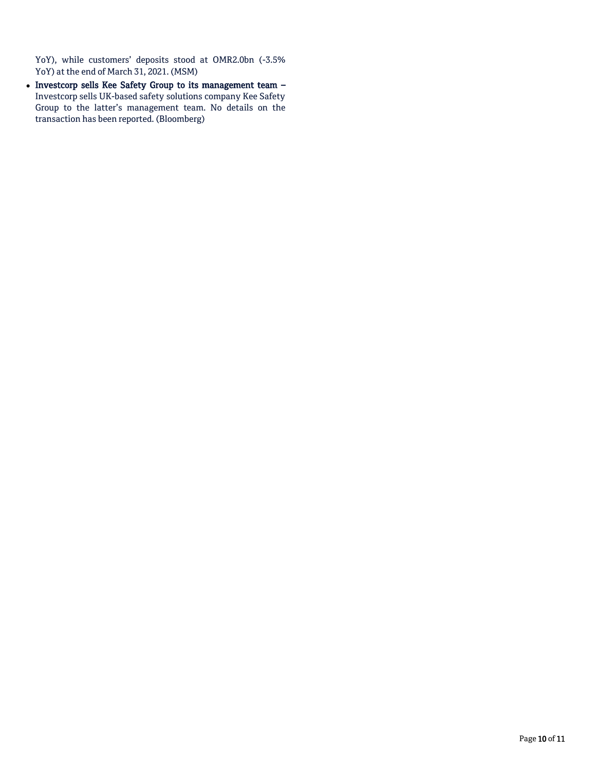YoY), while customers' deposits stood at OMR2.0bn (-3.5% YoY) at the end of March 31, 2021. (MSM)

- **Investcorp sells Kee Safety Group to its management team –** Investcorp sells UK-based safety solutions company Kee Safety Group to the latter's management team. No details on the transaction has been reported. (Bloomberg)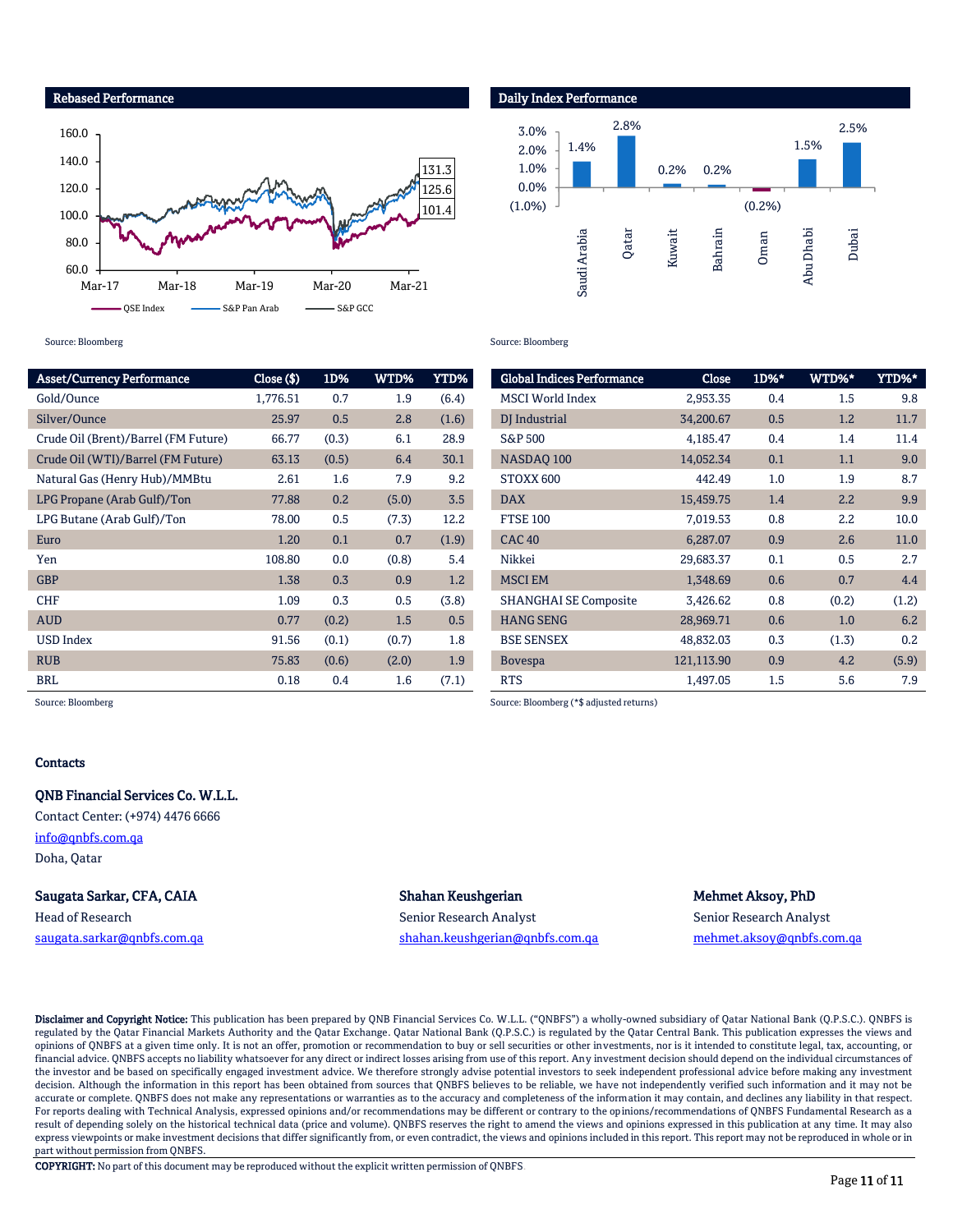## Rebased Performance

160.0
140.0
120.0
100.0
80.0
60.0

Mar-17 Mar-18 Mar-19 Mar-20 Mar-21

131.3
125.6
101.4

QSE Index S&P Pan Arab S&P GCC

Source: Bloomberg

## Daily Index Performance

3.0%
2.0%
1.0%
0.0%
(1.0%)

1.4% 2.8% 0.2% 0.2% (0.2%) 1.5% 2.5%

Saudi Arabia Qatar Kuwait Bahrain Oman Abu Dhabi Dubai

Source: Bloomberg

| Asset/Currency Performance | Close ($) | 1D% | WTD% | YTD% |
|---|---|---|---|---|
| Gold/Ounce | 1,776.51 | 0.7 | 1.9 | (6.4) |
| Silver/Ounce | 25.97 | 0.5 | 2.8 | (1.6) |
| Crude Oil (Brent)/Barrel (FM Future) | 66.77 | (0.3) | 6.1 | 28.9 |
| Crude Oil (WTI)/Barrel (FM Future) | 63.13 | (0.5) | 6.4 | 30.1 |
| Natural Gas (Henry Hub)/MMBtu | 2.61 | 1.6 | 7.9 | 9.2 |
| LPG Propane (Arab Gulf)/Ton | 77.88 | 0.2 | (5.0) | 3.5 |
| LPG Butane (Arab Gulf)/Ton | 78.00 | 0.5 | (7.3) | 12.2 |
| Euro | 1.20 | 0.1 | 0.7 | (1.9) |
| Yen | 108.80 | 0.0 | (0.8) | 5.4 |
| GBP | 1.38 | 0.3 | 0.9 | 1.2 |
| CHF | 1.09 | 0.3 | 0.5 | (3.8) |
| AUD | 0.77 | (0.2) | 1.5 | 0.5 |
| USD Index | 91.56 | (0.1) | (0.7) | 1.8 |
| RUB | 75.83 | (0.6) | (2.0) | 1.9 |
| BRL | 0.18 | 0.4 | 1.6 | (7.1) |

Source: Bloomberg

| Global Indices Performance | Close | 1D%* | WTD%* | YTD%* |
|---|---|---|---|---|
| MSCI World Index | 2,953.35 | 0.4 | 1.5 | 9.8 |
| DJ Industrial | 34,200.67 | 0.5 | 1.2 | 11.7 |
| S&P 500 | 4,185.47 | 0.4 | 1.4 | 11.4 |
| NASDAQ 100 | 14,052.34 | 0.1 | 1.1 | 9.0 |
| STOXX 600 | 442.49 | 1.0 | 1.9 | 8.7 |
| DAX | 15,459.75 | 1.4 | 2.2 | 9.9 |
| FTSE 100 | 7,019.53 | 0.8 | 2.2 | 10.0 |
| CAC 40 | 6,287.07 | 0.9 | 2.6 | 11.0 |
| Nikkei | 29,683.37 | 0.1 | 0.5 | 2.7 |
| MSCI EM | 1,348.69 | 0.6 | 0.7 | 4.4 |
| SHANGHAI SE Composite | 3,426.62 | 0.8 | (0.2) | (1.2) |
| HANG SENG | 28,969.71 | 0.6 | 1.0 | 6.2 |
| BSE SENSEX | 48,832.03 | 0.3 | (1.3) | 0.2 |
| Bovespa | 121,113.90 | 0.9 | 4.2 | (5.9) |
| RTS | 1,497.05 | 1.5 | 5.6 | 7.9 |

Source: Bloomberg (*$ adjusted returns)

### Contacts

**QNB Financial Services Co. W.L.L.**
Contact Center: (+974) 4476 6666
info@qnbfs.com.qa
Doha, Qatar

**Saugata Sarkar, CFA, CAIA**
Head of Research
saugata.sarkar@qnbfs.com.qa

**Shahan Keushgerian**
Senior Research Analyst
shahan.keushgerian@qnbfs.com.qa

**Mehmet Aksoy, PhD**
Senior Research Analyst
mehmet.aksoy@qnbfs.com.qa

**Disclaimer and Copyright Notice:** This publication has been prepared by QNB Financial Services Co. W.L.L. ("QNBFS") a wholly-owned subsidiary of Qatar National Bank (Q.P.S.C.). QNBFS is regulated by the Qatar Financial Markets Authority and the Qatar Exchange. Qatar National Bank (Q.P.S.C.) is regulated by the Qatar Central Bank. This publication expresses the views and opinions of QNBFS at a given time only. It is not an offer, promotion or recommendation to buy or sell securities or other investments, nor is it intended to constitute legal, tax, accounting, or financial advice. QNBFS accepts no liability whatsoever for any direct or indirect losses arising from use of this report. Any investment decision should depend on the individual circumstances of the investor and be based on specifically engaged investment advice. We therefore strongly advise potential investors to seek independent professional advice before making any investment decision. Although the information in this report has been obtained from sources that QNBFS believes to be reliable, we have not independently verified such information and it may not be accurate or complete. QNBFS does not make any representations or warranties as to the accuracy and completeness of the information it may contain, and declines any liability in that respect. For reports dealing with Technical Analysis, expressed opinions and/or recommendations may be different or contrary to the opinions/recommendations of QNBFS Fundamental Research as a result of depending solely on the historical technical data (price and volume). QNBFS reserves the right to amend the views and opinions expressed in this publication at any time. It may also express viewpoints or make investment decisions that differ significantly from, or even contradict, the views and opinions included in this report. This report may not be reproduced in whole or in part without permission from QNBFS.

**COPYRIGHT:** No part of this document may be reproduced without the explicit written permission of QNBFS